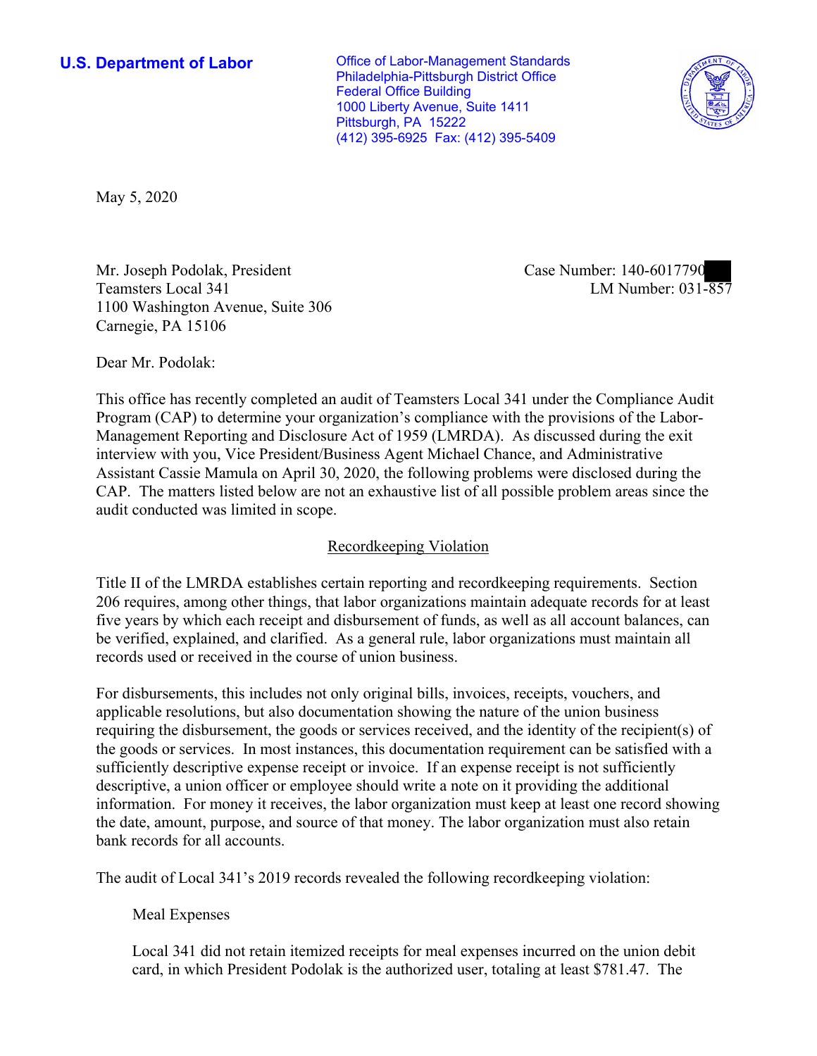**U.S. Department of Labor**

Office of Labor-Management Standards
Philadelphia-Pittsburgh District Office
Federal Office Building
1000 Liberty Avenue, Suite 1411
Pittsburgh, PA 15222
(412) 395-6925 Fax: (412) 395-5409

May 5, 2020

Mr. Joseph Podolak, President
Teamsters Local 341
1100 Washington Avenue, Suite 306
Carnegie, PA 15106

Case Number: 140-6017790
LM Number: 031-857

Dear Mr. Podolak:

This office has recently completed an audit of Teamsters Local 341 under the Compliance Audit Program (CAP) to determine your organization's compliance with the provisions of the Labor-Management Reporting and Disclosure Act of 1959 (LMRDA). As discussed during the exit interview with you, Vice President/Business Agent Michael Chance, and Administrative Assistant Cassie Mamula on April 30, 2020, the following problems were disclosed during the CAP. The matters listed below are not an exhaustive list of all possible problem areas since the audit conducted was limited in scope.

## Recordkeeping Violation

Title II of the LMRDA establishes certain reporting and recordkeeping requirements. Section 206 requires, among other things, that labor organizations maintain adequate records for at least five years by which each receipt and disbursement of funds, as well as all account balances, can be verified, explained, and clarified. As a general rule, labor organizations must maintain all records used or received in the course of union business.

For disbursements, this includes not only original bills, invoices, receipts, vouchers, and applicable resolutions, but also documentation showing the nature of the union business requiring the disbursement, the goods or services received, and the identity of the recipient(s) of the goods or services. In most instances, this documentation requirement can be satisfied with a sufficiently descriptive expense receipt or invoice. If an expense receipt is not sufficiently descriptive, a union officer or employee should write a note on it providing the additional information. For money it receives, the labor organization must keep at least one record showing the date, amount, purpose, and source of that money. The labor organization must also retain bank records for all accounts.

The audit of Local 341's 2019 records revealed the following recordkeeping violation:

Meal Expenses

Local 341 did not retain itemized receipts for meal expenses incurred on the union debit card, in which President Podolak is the authorized user, totaling at least $781.47. The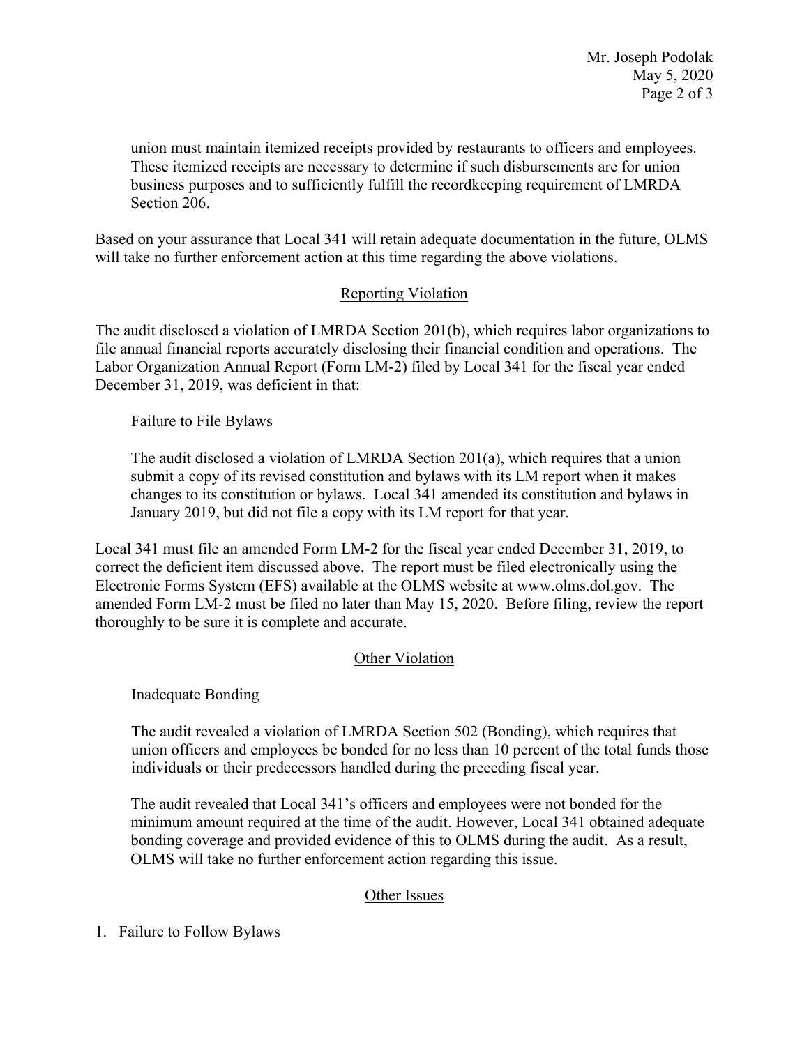union must maintain itemized receipts provided by restaurants to officers and employees. These itemized receipts are necessary to determine if such disbursements are for union business purposes and to sufficiently fulfill the recordkeeping requirement of LMRDA Section 206.

Based on your assurance that Local 341 will retain adequate documentation in the future, OLMS will take no further enforcement action at this time regarding the above violations.

## Reporting Violation

The audit disclosed a violation of LMRDA Section 201(b), which requires labor organizations to file annual financial reports accurately disclosing their financial condition and operations. The Labor Organization Annual Report (Form LM-2) filed by Local 341 for the fiscal year ended December 31, 2019, was deficient in that:

Failure to File Bylaws

The audit disclosed a violation of LMRDA Section 201(a), which requires that a union submit a copy of its revised constitution and bylaws with its LM report when it makes changes to its constitution or bylaws. Local 341 amended its constitution and bylaws in January 2019, but did not file a copy with its LM report for that year.

Local 341 must file an amended Form LM-2 for the fiscal year ended December 31, 2019, to correct the deficient item discussed above. The report must be filed electronically using the Electronic Forms System (EFS) available at the OLMS website at www.olms.dol.gov. The amended Form LM-2 must be filed no later than May 15, 2020. Before filing, review the report thoroughly to be sure it is complete and accurate.

## Other Violation

Inadequate Bonding

The audit revealed a violation of LMRDA Section 502 (Bonding), which requires that union officers and employees be bonded for no less than 10 percent of the total funds those individuals or their predecessors handled during the preceding fiscal year.

The audit revealed that Local 341's officers and employees were not bonded for the minimum amount required at the time of the audit. However, Local 341 obtained adequate bonding coverage and provided evidence of this to OLMS during the audit. As a result, OLMS will take no further enforcement action regarding this issue.

## Other Issues

1. Failure to Follow Bylaws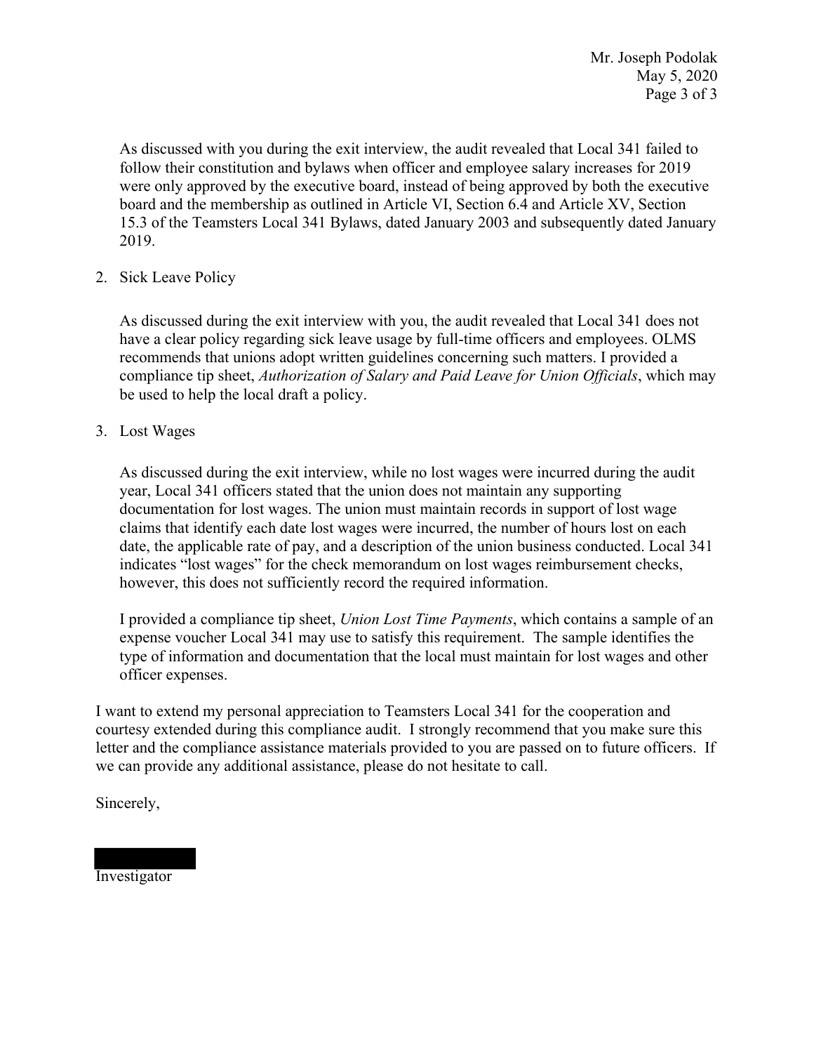As discussed with you during the exit interview, the audit revealed that Local 341 failed to follow their constitution and bylaws when officer and employee salary increases for 2019 were only approved by the executive board, instead of being approved by both the executive board and the membership as outlined in Article VI, Section 6.4 and Article XV, Section 15.3 of the Teamsters Local 341 Bylaws, dated January 2003 and subsequently dated January 2019.

2. Sick Leave Policy

   As discussed during the exit interview with you, the audit revealed that Local 341 does not have a clear policy regarding sick leave usage by full-time officers and employees. OLMS recommends that unions adopt written guidelines concerning such matters. I provided a compliance tip sheet, *Authorization of Salary and Paid Leave for Union Officials*, which may be used to help the local draft a policy.

3. Lost Wages

   As discussed during the exit interview, while no lost wages were incurred during the audit year, Local 341 officers stated that the union does not maintain any supporting documentation for lost wages. The union must maintain records in support of lost wage claims that identify each date lost wages were incurred, the number of hours lost on each date, the applicable rate of pay, and a description of the union business conducted. Local 341 indicates "lost wages" for the check memorandum on lost wages reimbursement checks, however, this does not sufficiently record the required information.

   I provided a compliance tip sheet, *Union Lost Time Payments*, which contains a sample of an expense voucher Local 341 may use to satisfy this requirement. The sample identifies the type of information and documentation that the local must maintain for lost wages and other officer expenses.

I want to extend my personal appreciation to Teamsters Local 341 for the cooperation and courtesy extended during this compliance audit. I strongly recommend that you make sure this letter and the compliance assistance materials provided to you are passed on to future officers. If we can provide any additional assistance, please do not hesitate to call.

Sincerely,

Investigator